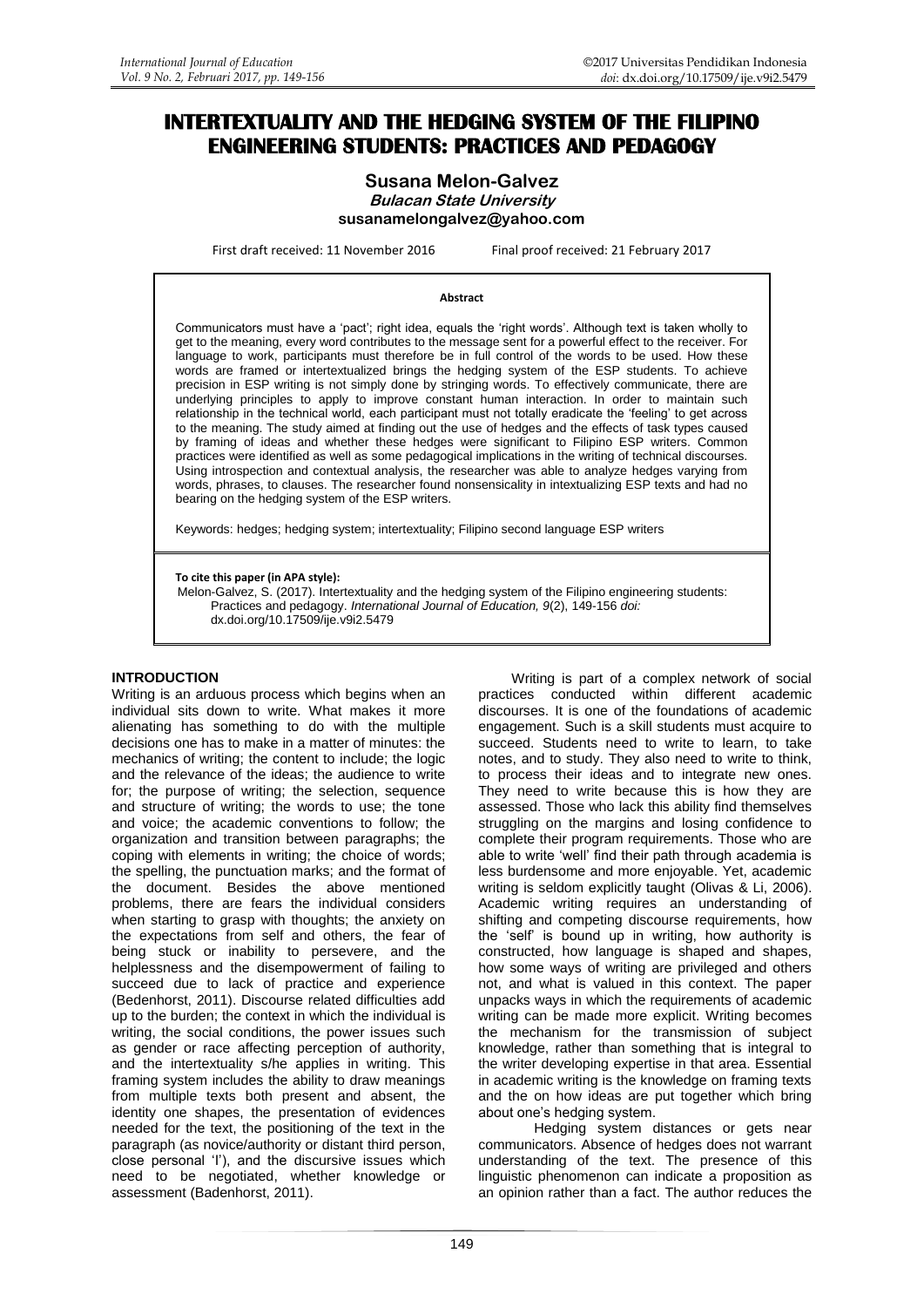# INTERTEXTUALITY AND THE HEDGING SYSTEM OF THE FILIPINO ENGINEERING STUDENTS: PRACTICES AND PEDAGOGY

**Susana Melon-Galvez**
***Bulacan State University***
**susanamelongalvez@yahoo.com**

First draft received: 11 November 2016 Final proof received: 21 February 2017

**Abstract**

Communicators must have a 'pact'; right idea, equals the 'right words'. Although text is taken wholly to get to the meaning, every word contributes to the message sent for a powerful effect to the receiver. For language to work, participants must therefore be in full control of the words to be used. How these words are framed or intertextualized brings the hedging system of the ESP students. To achieve precision in ESP writing is not simply done by stringing words. To effectively communicate, there are underlying principles to apply to improve constant human interaction. In order to maintain such relationship in the technical world, each participant must not totally eradicate the 'feeling' to get across to the meaning. The study aimed at finding out the use of hedges and the effects of task types caused by framing of ideas and whether these hedges were significant to Filipino ESP writers. Common practices were identified as well as some pedagogical implications in the writing of technical discourses. Using introspection and contextual analysis, the researcher was able to analyze hedges varying from words, phrases, to clauses. The researcher found nonsensicality in intextualizing ESP texts and had no bearing on the hedging system of the ESP writers.

Keywords: hedges; hedging system; intertextuality; Filipino second language ESP writers

**To cite this paper (in APA style):**
Melon-Galvez, S. (2017). Intertextuality and the hedging system of the Filipino engineering students: Practices and pedagogy. *International Journal of Education, 9*(2), 149-156 *doi:* dx.doi.org/10.17509/ije.v9i2.5479

## INTRODUCTION

Writing is an arduous process which begins when an individual sits down to write. What makes it more alienating has something to do with the multiple decisions one has to make in a matter of minutes: the mechanics of writing; the content to include; the logic and the relevance of the ideas; the audience to write for; the purpose of writing; the selection, sequence and structure of writing; the words to use; the tone and voice; the academic conventions to follow; the organization and transition between paragraphs; the coping with elements in writing; the choice of words; the spelling, the punctuation marks; and the format of the document. Besides the above mentioned problems, there are fears the individual considers when starting to grasp with thoughts; the anxiety on the expectations from self and others, the fear of being stuck or inability to persevere, and the helplessness and the disempowerment of failing to succeed due to lack of practice and experience (Bedenhorst, 2011). Discourse related difficulties add up to the burden; the context in which the individual is writing, the social conditions, the power issues such as gender or race affecting perception of authority, and the intertextuality s/he applies in writing. This framing system includes the ability to draw meanings from multiple texts both present and absent, the identity one shapes, the presentation of evidences needed for the text, the positioning of the text in the paragraph (as novice/authority or distant third person, close personal 'I'), and the discursive issues which need to be negotiated, whether knowledge or assessment (Badenhorst, 2011).

Writing is part of a complex network of social practices conducted within different academic discourses. It is one of the foundations of academic engagement. Such is a skill students must acquire to succeed. Students need to write to learn, to take notes, and to study. They also need to write to think, to process their ideas and to integrate new ones. They need to write because this is how they are assessed. Those who lack this ability find themselves struggling on the margins and losing confidence to complete their program requirements. Those who are able to write 'well' find their path through academia is less burdensome and more enjoyable. Yet, academic writing is seldom explicitly taught (Olivas & Li, 2006). Academic writing requires an understanding of shifting and competing discourse requirements, how the 'self' is bound up in writing, how authority is constructed, how language is shaped and shapes, how some ways of writing are privileged and others not, and what is valued in this context. The paper unpacks ways in which the requirements of academic writing can be made more explicit. Writing becomes the mechanism for the transmission of subject knowledge, rather than something that is integral to the writer developing expertise in that area. Essential in academic writing is the knowledge on framing texts and the on how ideas are put together which bring about one's hedging system.

Hedging system distances or gets near communicators. Absence of hedges does not warrant understanding of the text. The presence of this linguistic phenomenon can indicate a proposition as an opinion rather than a fact. The author reduces the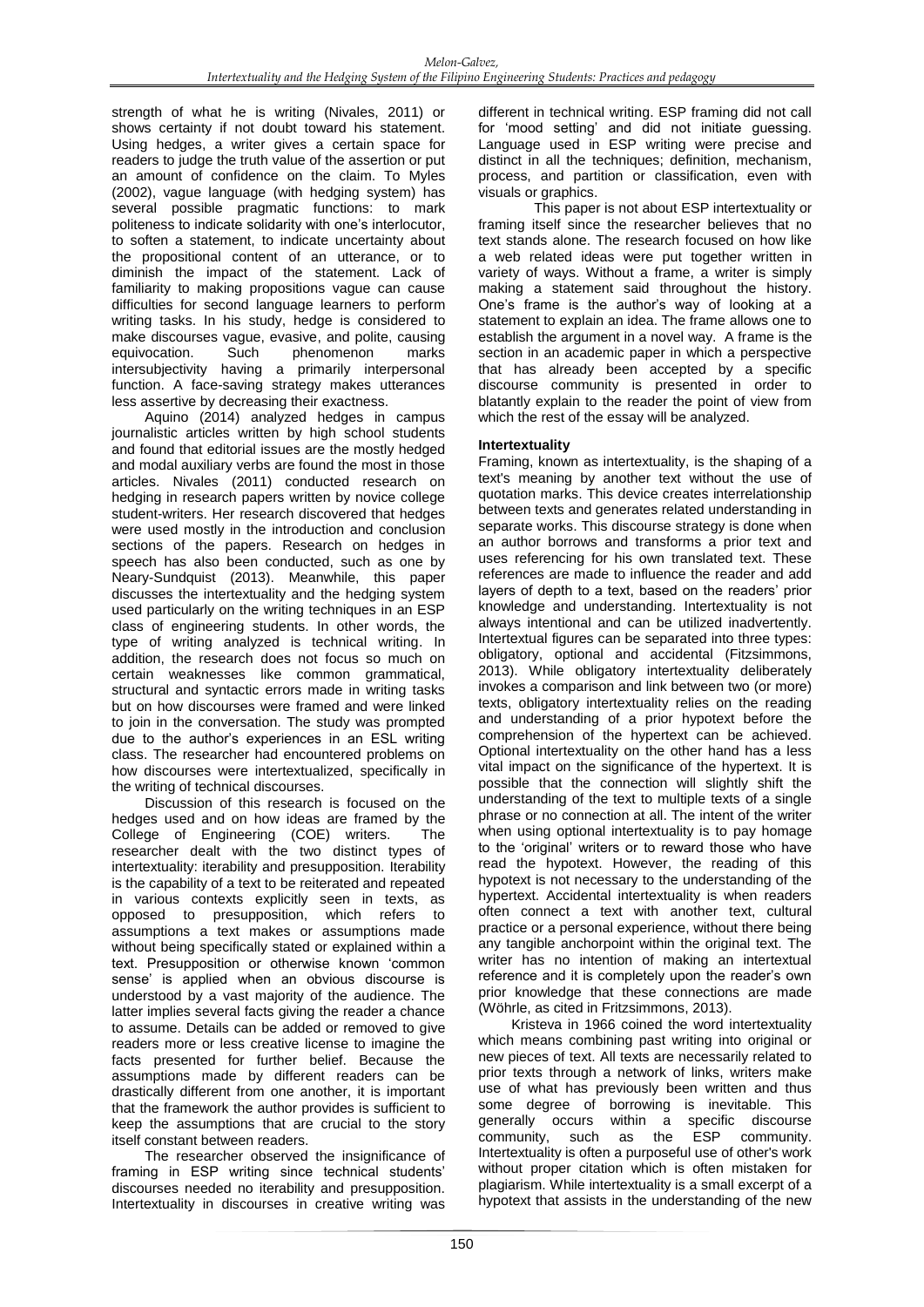strength of what he is writing (Nivales, 2011) or shows certainty if not doubt toward his statement. Using hedges, a writer gives a certain space for readers to judge the truth value of the assertion or put an amount of confidence on the claim. To Myles (2002), vague language (with hedging system) has several possible pragmatic functions: to mark politeness to indicate solidarity with one's interlocutor, to soften a statement, to indicate uncertainty about the propositional content of an utterance, or to diminish the impact of the statement. Lack of familiarity to making propositions vague can cause difficulties for second language learners to perform writing tasks. In his study, hedge is considered to make discourses vague, evasive, and polite, causing equivocation. Such phenomenon marks intersubjectivity having a primarily interpersonal function. A face-saving strategy makes utterances less assertive by decreasing their exactness.

Aquino (2014) analyzed hedges in campus journalistic articles written by high school students and found that editorial issues are the mostly hedged and modal auxiliary verbs are found the most in those articles. Nivales (2011) conducted research on hedging in research papers written by novice college student-writers. Her research discovered that hedges were used mostly in the introduction and conclusion sections of the papers. Research on hedges in speech has also been conducted, such as one by Neary-Sundquist (2013). Meanwhile, this paper discusses the intertextuality and the hedging system used particularly on the writing techniques in an ESP class of engineering students. In other words, the type of writing analyzed is technical writing. In addition, the research does not focus so much on certain weaknesses like common grammatical, structural and syntactic errors made in writing tasks but on how discourses were framed and were linked to join in the conversation. The study was prompted due to the author's experiences in an ESL writing class. The researcher had encountered problems on how discourses were intertextualized, specifically in the writing of technical discourses.

Discussion of this research is focused on the hedges used and on how ideas are framed by the College of Engineering (COE) writers. The researcher dealt with the two distinct types of intertextuality: iterability and presupposition. Iterability is the capability of a text to be reiterated and repeated in various contexts explicitly seen in texts, as opposed to presupposition, which refers to assumptions a text makes or assumptions made without being specifically stated or explained within a text. Presupposition or otherwise known 'common sense' is applied when an obvious discourse is understood by a vast majority of the audience. The latter implies several facts giving the reader a chance to assume. Details can be added or removed to give readers more or less creative license to imagine the facts presented for further belief. Because the assumptions made by different readers can be drastically different from one another, it is important that the framework the author provides is sufficient to keep the assumptions that are crucial to the story itself constant between readers.

The researcher observed the insignificance of framing in ESP writing since technical students' discourses needed no iterability and presupposition. Intertextuality in discourses in creative writing was different in technical writing. ESP framing did not call for 'mood setting' and did not initiate guessing. Language used in ESP writing were precise and distinct in all the techniques; definition, mechanism, process, and partition or classification, even with visuals or graphics.

This paper is not about ESP intertextuality or framing itself since the researcher believes that no text stands alone. The research focused on how like a web related ideas were put together written in variety of ways. Without a frame, a writer is simply making a statement said throughout the history. One's frame is the author's way of looking at a statement to explain an idea. The frame allows one to establish the argument in a novel way. A frame is the section in an academic paper in which a perspective that has already been accepted by a specific discourse community is presented in order to blatantly explain to the reader the point of view from which the rest of the essay will be analyzed.

**Intertextuality**

Framing, known as intertextuality, is the shaping of a text's meaning by another text without the use of quotation marks. This device creates interrelationship between texts and generates related understanding in separate works. This discourse strategy is done when an author borrows and transforms a prior text and uses referencing for his own translated text. These references are made to influence the reader and add layers of depth to a text, based on the readers' prior knowledge and understanding. Intertextuality is not always intentional and can be utilized inadvertently. Intertextual figures can be separated into three types: obligatory, optional and accidental (Fitzsimmons, 2013). While obligatory intertextuality deliberately invokes a comparison and link between two (or more) texts, obligatory intertextuality relies on the reading and understanding of a prior hypotext before the comprehension of the hypertext can be achieved. Optional intertextuality on the other hand has a less vital impact on the significance of the hypertext. It is possible that the connection will slightly shift the understanding of the text to multiple texts of a single phrase or no connection at all. The intent of the writer when using optional intertextuality is to pay homage to the 'original' writers or to reward those who have read the hypotext. However, the reading of this hypotext is not necessary to the understanding of the hypertext. Accidental intertextuality is when readers often connect a text with another text, cultural practice or a personal experience, without there being any tangible anchorpoint within the original text. The writer has no intention of making an intertextual reference and it is completely upon the reader's own prior knowledge that these connections are made (Wöhrle, as cited in Fritzsimmons, 2013).

Kristeva in 1966 coined the word intertextuality which means combining past writing into original or new pieces of text. All texts are necessarily related to prior texts through a network of links, writers make use of what has previously been written and thus some degree of borrowing is inevitable. This generally occurs within a specific discourse community, such as the ESP community. Intertextuality is often a purposeful use of other's work without proper citation which is often mistaken for plagiarism. While intertextuality is a small excerpt of a hypotext that assists in the understanding of the new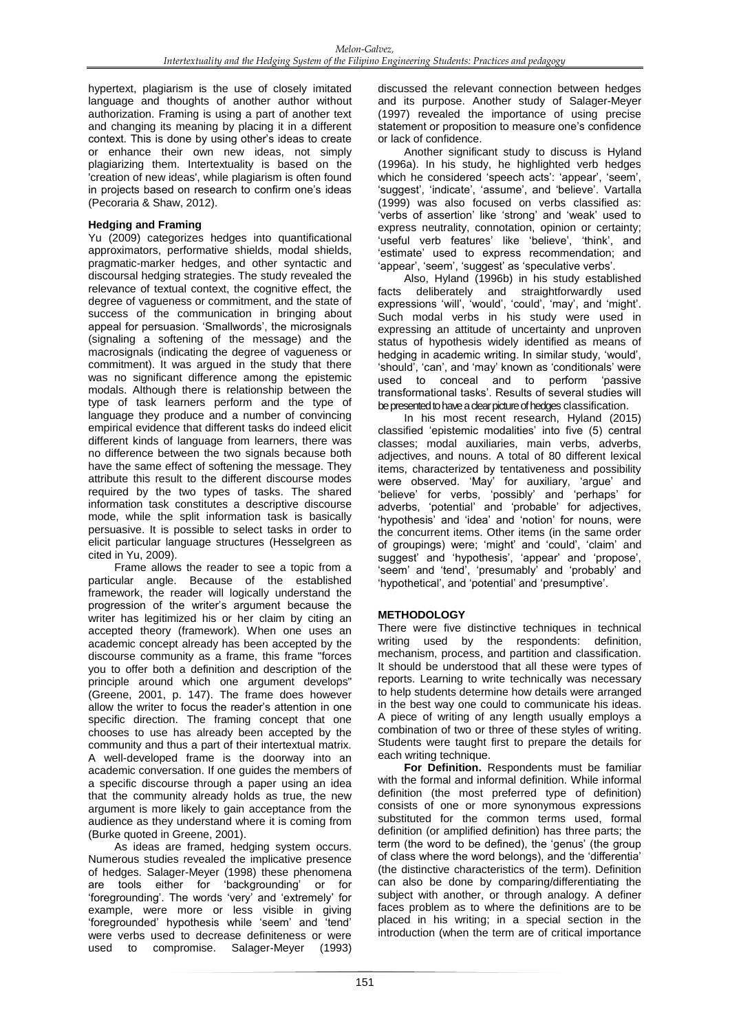hypertext, plagiarism is the use of closely imitated language and thoughts of another author without authorization. Framing is using a part of another text and changing its meaning by placing it in a different context. This is done by using other's ideas to create or enhance their own new ideas, not simply plagiarizing them. Intertextuality is based on the 'creation of new ideas', while plagiarism is often found in projects based on research to confirm one's ideas (Pecoraria & Shaw, 2012).

**Hedging and Framing**

Yu (2009) categorizes hedges into quantificational approximators, performative shields, modal shields, pragmatic-marker hedges, and other syntactic and discoursal hedging strategies. The study revealed the relevance of textual context, the cognitive effect, the degree of vagueness or commitment, and the state of success of the communication in bringing about appeal for persuasion. 'Smallwords', the microsignals (signaling a softening of the message) and the macrosignals (indicating the degree of vagueness or commitment). It was argued in the study that there was no significant difference among the epistemic modals. Although there is relationship between the type of task learners perform and the type of language they produce and a number of convincing empirical evidence that different tasks do indeed elicit different kinds of language from learners, there was no difference between the two signals because both have the same effect of softening the message. They attribute this result to the different discourse modes required by the two types of tasks. The shared information task constitutes a descriptive discourse mode, while the split information task is basically persuasive. It is possible to select tasks in order to elicit particular language structures (Hesselgreen as cited in Yu, 2009).

Frame allows the reader to see a topic from a particular angle. Because of the established framework, the reader will logically understand the progression of the writer's argument because the writer has legitimized his or her claim by citing an accepted theory (framework). When one uses an academic concept already has been accepted by the discourse community as a frame, this frame "forces you to offer both a definition and description of the principle around which one argument develops" (Greene, 2001, p. 147). The frame does however allow the writer to focus the reader's attention in one specific direction. The framing concept that one chooses to use has already been accepted by the community and thus a part of their intertextual matrix. A well-developed frame is the doorway into an academic conversation. If one guides the members of a specific discourse through a paper using an idea that the community already holds as true, the new argument is more likely to gain acceptance from the audience as they understand where it is coming from (Burke quoted in Greene, 2001).

As ideas are framed, hedging system occurs. Numerous studies revealed the implicative presence of hedges. Salager-Meyer (1998) these phenomena are tools either for 'backgrounding' or for 'foregrounding'. The words 'very' and 'extremely' for example, were more or less visible in giving 'foregrounded' hypothesis while 'seem' and 'tend' were verbs used to decrease definiteness or were used to compromise. Salager-Meyer (1993) discussed the relevant connection between hedges and its purpose. Another study of Salager-Meyer (1997) revealed the importance of using precise statement or proposition to measure one's confidence or lack of confidence.

Another significant study to discuss is Hyland (1996a). In his study, he highlighted verb hedges which he considered 'speech acts': 'appear', 'seem', 'suggest', 'indicate', 'assume', and 'believe'. Vartalla (1999) was also focused on verbs classified as: 'verbs of assertion' like 'strong' and 'weak' used to express neutrality, connotation, opinion or certainty; 'useful verb features' like 'believe', 'think', and 'estimate' used to express recommendation; and 'appear', 'seem', 'suggest' as 'speculative verbs'.

Also, Hyland (1996b) in his study established facts deliberately and straightforwardly used expressions 'will', 'would', 'could', 'may', and 'might'. Such modal verbs in his study were used in expressing an attitude of uncertainty and unproven status of hypothesis widely identified as means of hedging in academic writing. In similar study, 'would', 'should', 'can', and 'may' known as 'conditionals' were used to conceal and to perform 'passive transformational tasks'. Results of several studies will be presented to have a clear picture of hedges classification.

In his most recent research, Hyland (2015) classified 'epistemic modalities' into five (5) central classes; modal auxiliaries, main verbs, adverbs, adjectives, and nouns. A total of 80 different lexical items, characterized by tentativeness and possibility were observed. 'May' for auxiliary, 'argue' and 'believe' for verbs, 'possibly' and 'perhaps' for adverbs, 'potential' and 'probable' for adjectives, 'hypothesis' and 'idea' and 'notion' for nouns, were the concurrent items. Other items (in the same order of groupings) were; 'might' and 'could', 'claim' and suggest' and 'hypothesis', 'appear' and 'propose', 'seem' and 'tend', 'presumably' and 'probably' and 'hypothetical', and 'potential' and 'presumptive'.

## METHODOLOGY

There were five distinctive techniques in technical writing used by the respondents: definition, mechanism, process, and partition and classification. It should be understood that all these were types of reports. Learning to write technically was necessary to help students determine how details were arranged in the best way one could to communicate his ideas. A piece of writing of any length usually employs a combination of two or three of these styles of writing. Students were taught first to prepare the details for each writing technique.

**For Definition.** Respondents must be familiar with the formal and informal definition. While informal definition (the most preferred type of definition) consists of one or more synonymous expressions substituted for the common terms used, formal definition (or amplified definition) has three parts; the term (the word to be defined), the 'genus' (the group of class where the word belongs), and the 'differentia' (the distinctive characteristics of the term). Definition can also be done by comparing/differentiating the subject with another, or through analogy. A definer faces problem as to where the definitions are to be placed in his writing; in a special section in the introduction (when the term are of critical importance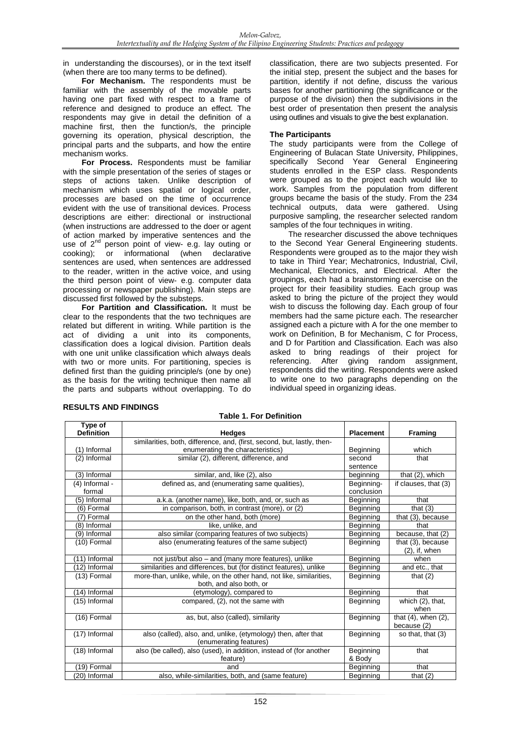in understanding the discourses), or in the text itself (when there are too many terms to be defined).

**For Mechanism.** The respondents must be familiar with the assembly of the movable parts having one part fixed with respect to a frame of reference and designed to produce an effect. The respondents may give in detail the definition of a machine first, then the function/s, the principle governing its operation, physical description, the principal parts and the subparts, and how the entire mechanism works.

**For Process.** Respondents must be familiar with the simple presentation of the series of stages or steps of actions taken. Unlike description of mechanism which uses spatial or logical order, processes are based on the time of occurrence evident with the use of transitional devices. Process descriptions are either: directional or instructional (when instructions are addressed to the doer or agent of action marked by imperative sentences and the use of 2nd person point of view- e.g. lay outing or cooking); or informational (when declarative sentences are used, when sentences are addressed to the reader, written in the active voice, and using the third person point of view- e.g. computer data processing or newspaper publishing). Main steps are discussed first followed by the substeps.

**For Partition and Classification.** It must be clear to the respondents that the two techniques are related but different in writing. While partition is the act of dividing a unit into its components, classification does a logical division. Partition deals with one unit unlike classification which always deals with two or more units. For partitioning, species is defined first than the guiding principle/s (one by one) as the basis for the writing technique then name all the parts and subparts without overlapping. To do classification, there are two subjects presented. For the initial step, present the subject and the bases for partition, identify if not define, discuss the various bases for another partitioning (the significance or the purpose of the division) then the subdivisions in the best order of presentation then present the analysis using outlines and visuals to give the best explanation.

### The Participants

The study participants were from the College of Engineering of Bulacan State University, Philippines, specifically Second Year General Engineering students enrolled in the ESP class. Respondents were grouped as to the project each would like to work. Samples from the population from different groups became the basis of the study. From the 234 technical outputs, data were gathered. Using purposive sampling, the researcher selected random samples of the four techniques in writing.

The researcher discussed the above techniques to the Second Year General Engineering students. Respondents were grouped as to the major they wish to take in Third Year; Mechatronics, Industrial, Civil, Mechanical, Electronics, and Electrical. After the groupings, each had a brainstorming exercise on the project for their feasibility studies. Each group was asked to bring the picture of the project they would wish to discuss the following day. Each group of four members had the same picture each. The researcher assigned each a picture with A for the one member to work on Definition, B for Mechanism, C for Process, and D for Partition and Classification. Each was also asked to bring readings of their project for referencing. After giving random assignment, respondents did the writing. Respondents were asked to write one to two paragraphs depending on the individual speed in organizing ideas.

## RESULTS AND FINDINGS

**Table 1. For Definition**

| Type of Definition | Hedges | Placement | Framing |
|---|---|---|---|
| (1) Informal | similarities, both, difference, and, (first, second, but, lastly, then-enumerating the characteristics) | Beginning | which |
| (2) Informal | similar (2), different, difference, and | second sentence | that |
| (3) Informal | similar, and, like (2), also | beginning | that (2), which |
| (4) Informal - formal | defined as, and (enumerating same qualities), | Beginning-conclusion | if clauses, that (3) |
| (5) Informal | a.k.a. (another name), like, both, and, or, such as | Beginning | that |
| (6) Formal | in comparison, both, in contrast (more), or (2) | Beginning | that (3) |
| (7) Formal | on the other hand, both (more) | Beginning | that (3), because |
| (8) Informal | like, unlike, and | Beginning | that |
| (9) Informal | also similar (comparing features of two subjects) | Beginning | because, that (2) |
| (10) Formal | also (enumerating features of the same subject) | Beginning | that (3), because (2), if, when |
| (11) Informal | not just/but also – and (many more features), unlike | Beginning | when |
| (12) Informal | similarities and differences, but (for distinct features), unlike | Beginning | and etc., that |
| (13) Formal | more-than, unlike, while, on the other hand, not like, similarities, both, and also both, or | Beginning | that (2) |
| (14) Informal | (etymology), compared to | Beginning | that |
| (15) Informal | compared, (2), not the same with | Beginning | which (2), that, when |
| (16) Formal | as, but, also (called), similarity | Beginning | that (4), when (2), because (2) |
| (17) Informal | also (called), also, and, unlike, (etymology) then, after that (enumerating features) | Beginning | so that, that (3) |
| (18) Informal | also (be called), also (used), in addition, instead of (for another feature) | Beginning & Body | that |
| (19) Formal | and | Beginning | that |
| (20) Informal | also, while-similarities, both, and (same feature) | Beginning | that (2) |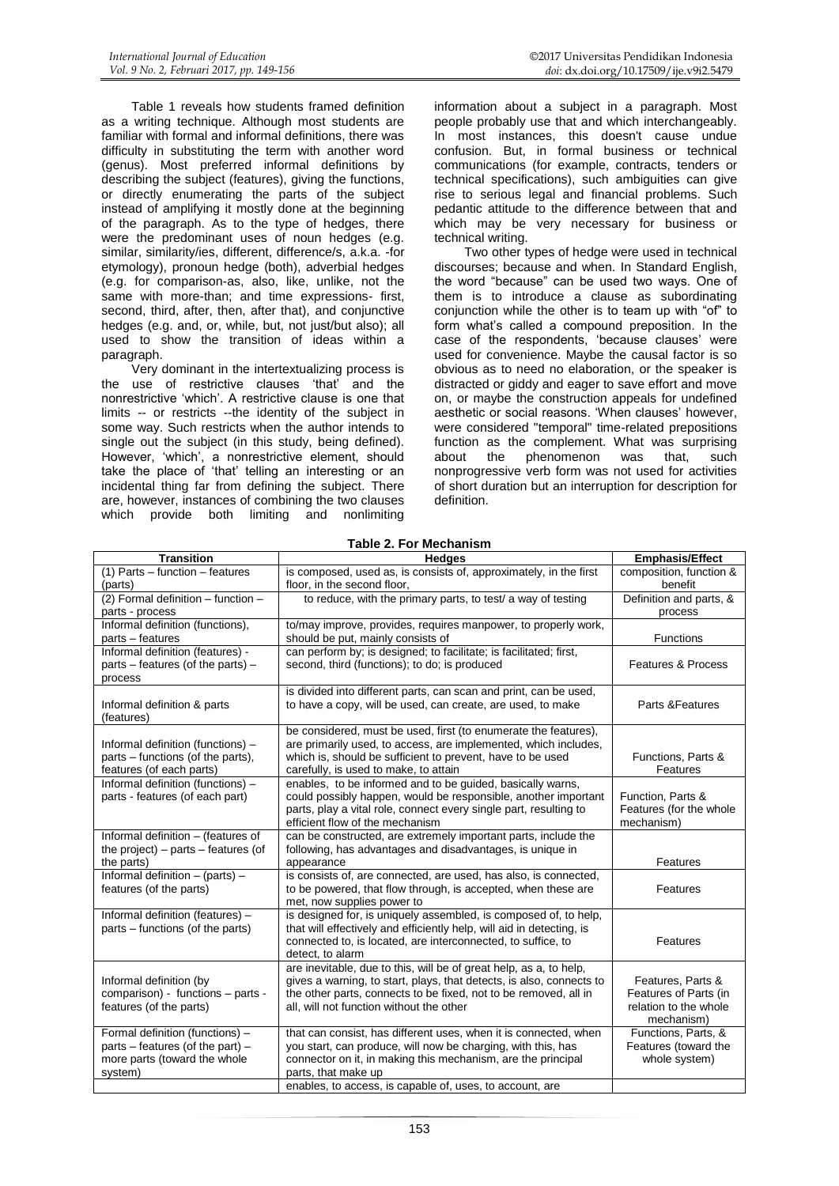Table 1 reveals how students framed definition as a writing technique. Although most students are familiar with formal and informal definitions, there was difficulty in substituting the term with another word (genus). Most preferred informal definitions by describing the subject (features), giving the functions, or directly enumerating the parts of the subject instead of amplifying it mostly done at the beginning of the paragraph. As to the type of hedges, there were the predominant uses of noun hedges (e.g. similar, similarity/ies, different, difference/s, a.k.a. -for etymology), pronoun hedge (both), adverbial hedges (e.g. for comparison-as, also, like, unlike, not the same with more-than; and time expressions- first, second, third, after, then, after that), and conjunctive hedges (e.g. and, or, while, but, not just/but also); all used to show the transition of ideas within a paragraph.

Very dominant in the intertextualizing process is the use of restrictive clauses 'that' and the nonrestrictive 'which'. A restrictive clause is one that limits -- or restricts --the identity of the subject in some way. Such restricts when the author intends to single out the subject (in this study, being defined). However, 'which', a nonrestrictive element, should take the place of 'that' telling an interesting or an incidental thing far from defining the subject. There are, however, instances of combining the two clauses which provide both limiting and nonlimiting information about a subject in a paragraph. Most people probably use that and which interchangeably. In most instances, this doesn't cause undue confusion. But, in formal business or technical communications (for example, contracts, tenders or technical specifications), such ambiguities can give rise to serious legal and financial problems. Such pedantic attitude to the difference between that and which may be very necessary for business or technical writing.

Two other types of hedge were used in technical discourses; because and when. In Standard English, the word "because" can be used two ways. One of them is to introduce a clause as subordinating conjunction while the other is to team up with "of" to form what's called a compound preposition. In the case of the respondents, 'because clauses' were used for convenience. Maybe the causal factor is so obvious as to need no elaboration, or the speaker is distracted or giddy and eager to save effort and move on, or maybe the construction appeals for undefined aesthetic or social reasons. 'When clauses' however, were considered "temporal" time-related prepositions function as the complement. What was surprising about the phenomenon was that, such nonprogressive verb form was not used for activities of short duration but an interruption for description for definition.

**Table 2. For Mechanism**

| Transition | Hedges | Emphasis/Effect |
|---|---|---|
| (1) Parts – function – features (parts) | is composed, used as, is consists of, approximately, in the first floor, in the second floor, | composition, function & benefit |
| (2) Formal definition – function – parts - process | to reduce, with the primary parts, to test/ a way of testing | Definition and parts, & process |
| Informal definition (functions), parts – features | to/may improve, provides, requires manpower, to properly work, should be put, mainly consists of | Functions |
| Informal definition (features) - parts – features (of the parts) – process | can perform by; is designed; to facilitate; is facilitated; first, second, third (functions); to do; is produced | Features & Process |
| Informal definition & parts (features) | is divided into different parts, can scan and print, can be used, to have a copy, will be used, can create, are used, to make | Parts &Features |
| Informal definition (functions) – parts – functions (of the parts), features (of each parts) | be considered, must be used, first (to enumerate the features), are primarily used, to access, are implemented, which includes, which is, should be sufficient to prevent, have to be used carefully, is used to make, to attain | Functions, Parts & Features |
| Informal definition (functions) – parts - features (of each part) | enables, to be informed and to be guided, basically warns, could possibly happen, would be responsible, another important parts, play a vital role, connect every single part, resulting to efficient flow of the mechanism | Function, Parts & Features (for the whole mechanism) |
| Informal definition – (features of the project) – parts – features (of the parts) | can be constructed, are extremely important parts, include the following, has advantages and disadvantages, is unique in appearance | Features |
| Informal definition – (parts) – features (of the parts) | is consists of, are connected, are used, has also, is connected, to be powered, that flow through, is accepted, when these are met, now supplies power to | Features |
| Informal definition (features) – parts – functions (of the parts) | is designed for, is uniquely assembled, is composed of, to help, that will effectively and efficiently help, will aid in detecting, is connected to, is located, are interconnected, to suffice, to detect, to alarm | Features |
| Informal definition (by comparison) - functions – parts - features (of the parts) | are inevitable, due to this, will be of great help, as a, to help, gives a warning, to start, plays, that detects, is also, connects to the other parts, connects to be fixed, not to be removed, all in all, will not function without the other | Features, Parts & Features of Parts (in relation to the whole mechanism) |
| Formal definition (functions) – parts – features (of the part) – more parts (toward the whole system) | that can consist, has different uses, when it is connected, when you start, can produce, will now be charging, with this, has connector on it, in making this mechanism, are the principal parts, that make up | Functions, Parts, & Features (toward the whole system) |
| | enables, to access, is capable of, uses, to account, are | |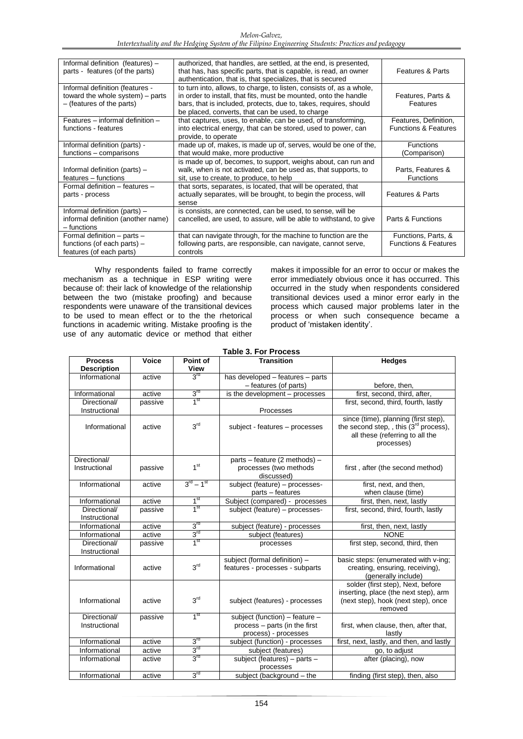| Informal definition (features) – parts - features (of the parts) | authorized, that handles, are settled, at the end, is presented, that has, has specific parts, that is capable, is an owner authentication, that is, that specializes, that is secured | Features & Parts |
|---|---|---|
| Informal definition (features - toward the whole system) – parts – (features of the parts) | to turn into, allows, to charge, to listen, consists of, as a whole, in order to install, that fits, must be mounted, onto the handle bars, that is included, protects, due to, takes, requires, should be placed, converts, that can be used, to charge | Features, Parts & Features |
| Features – informal definition – functions - features | that captures, uses, to enable, can be used, of transforming, into electrical energy, that can be stored, used to power, can provide, to operate | Features, Definition, Functions & Features |
| Informal definition (parts) - functions – comparisons | made up of, makes, is made up of, serves, would be one of the, that would make, more productive | Functions (Comparison) |
| Informal definition (parts) – features – functions | is made up of, becomes, to support, weighs about, can run and walk, when is not activated, can be used as, that supports, to sit, use to create, to produce, to help | Parts, Features & Functions |
| Formal definition – features – parts - process | that sorts, separates, is located, that will be operated, that actually separates, will be brought, to begin the process, will sense | Features & Parts |
| Informal definition (parts) – informal definition (another name) – functions | is consists, are connected, can be used, to sense, will be cancelled, are used, to assure, will be able to withstand, to give | Parts & Functions |
| Formal definition – parts – functions (of each parts) – features (of each parts) | that can navigate through, for the machine to function are the following parts, are responsible, can navigate, cannot serve, controls | Functions, Parts, & Functions & Features |

Why respondents failed to frame correctly mechanism as a technique in ESP writing were because of: their lack of knowledge of the relationship between the two (mistake proofing) and because respondents were unaware of the transitional devices to be used to mean effect or to the the rhetorical functions in academic writing. Mistake proofing is the use of any automatic device or method that either makes it impossible for an error to occur or makes the error immediately obvious once it has occurred. This occurred in the study when respondents considered transitional devices used a minor error early in the process which caused major problems later in the process or when such consequence became a product of 'mistaken identity'.

**Table 3. For Process**

| Process Description | Voice | Point of View | Transition | Hedges |
|---|---|---|---|---|
| Informational | active | 3rd | has developed – features – parts – features (of parts) | before, then, |
| Informational | active | 3rd | is the development – processes | first, second, third, after, |
| Directional/ Instructional | passive | 1st | Processes | first, second, third, fourth, lastly |
| Informational | active | 3rd | subject - features – processes | since (time), planning (first step), the second step, , this (3rd process), all these (referring to all the processes) |
| Directional/ Instructional | passive | 1st | parts – feature (2 methods) – processes (two methods discussed) | first , after (the second method) |
| Informational | active | 3rd – 1st | subject (feature) – processes- parts – features | first, next, and then, when clause (time) |
| Informational | active | 1st | Subject (compared) - processes | first, then, next, lastly |
| Directional/ Instructional | passive | 1st | subject (feature) – processes- | first, second, third, fourth, lastly |
| Informational | active | 3rd | subject (feature) - processes | first, then, next, lastly |
| Informational | active | 3rd | subject (features) | NONE |
| Directional/ Instructional | passive | 1st | processes | first step, second, third, then |
| Informational | active | 3rd | subject (formal definition) – features - processes - subparts | basic steps: (enumerated with v-ing; creating, ensuring, receiving), (generally include) |
| Informational | active | 3rd | subject (features) - processes | solder (first step), Next, before inserting, place (the next step), arm (next step), hook (next step), once removed |
| Directional/ Instructional | passive | 1st | subject (function) – feature – process – parts (in the first process) - processes | first, when clause, then, after that, lastly |
| Informational | active | 3rd | subject (function) - processes | first, next, lastly, and then, and lastly |
| Informational | active | 3rd | subject (features) | go, to adjust |
| Informational | active | 3rd | subject (features) – parts – processes | after (placing), now |
| Informational | active | 3rd | subject (background – the | finding (first step), then, also |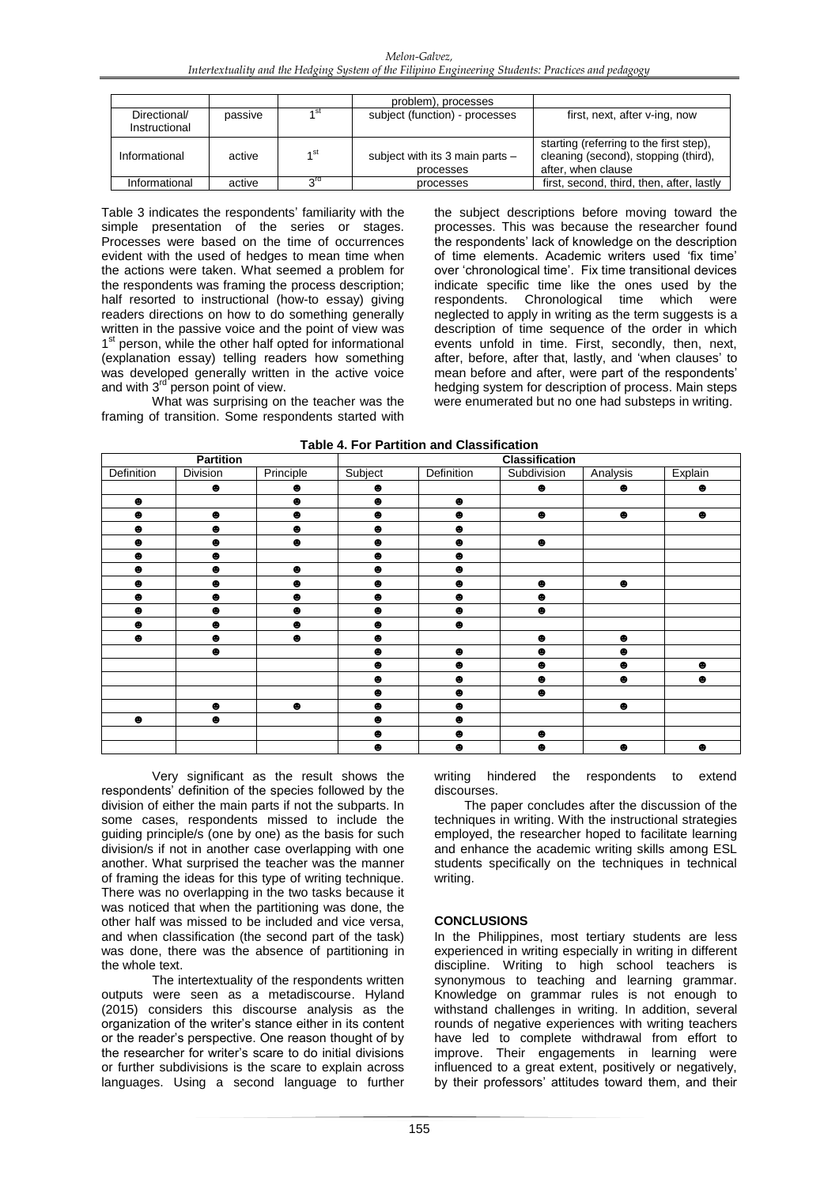| | | | problem), processes | |
|---|---|---|---|---|
| Directional/ Instructional | passive | 1st | subject (function) - processes | first, next, after v-ing, now |
| Informational | active | 1st | subject with its 3 main parts – processes | starting (referring to the first step), cleaning (second), stopping (third), after, when clause |
| Informational | active | 3rd | processes | first, second, third, then, after, lastly |

Table 3 indicates the respondents' familiarity with the simple presentation of the series or stages. Processes were based on the time of occurrences evident with the used of hedges to mean time when the actions were taken. What seemed a problem for the respondents was framing the process description; half resorted to instructional (how-to essay) giving readers directions on how to do something generally written in the passive voice and the point of view was 1st person, while the other half opted for informational (explanation essay) telling readers how something was developed generally written in the active voice and with 3rd person point of view.

What was surprising on the teacher was the framing of transition. Some respondents started with the subject descriptions before moving toward the processes. This was because the researcher found the respondents' lack of knowledge on the description of time elements. Academic writers used 'fix time' over 'chronological time'. Fix time transitional devices indicate specific time like the ones used by the respondents. Chronological time which were neglected to apply in writing as the term suggests is a description of time sequence of the order in which events unfold in time. First, secondly, then, next, after, before, after that, lastly, and 'when clauses' to mean before and after, were part of the respondents' hedging system for description of process. Main steps were enumerated but no one had substeps in writing.

**Table 4. For Partition and Classification**

| Partition | | | Classification | | | | |
|---|---|---|---|---|---|---|---|
| Definition | Division | Principle | Subject | Definition | Subdivision | Analysis | Explain |
| | ☻ | ☻ | ☻ | | ☻ | ☻ | ☻ |
| ☻ | | ☻ | ☻ | ☻ | | | |
| ☻ | ☻ | ☻ | ☻ | ☻ | ☻ | ☻ | ☻ |
| ☻ | ☻ | ☻ | ☻ | ☻ | | | |
| ☻ | ☻ | ☻ | ☻ | ☻ | ☻ | | |
| ☻ | ☻ | | ☻ | ☻ | | | |
| ☻ | ☻ | ☻ | ☻ | ☻ | | | |
| ☻ | ☻ | ☻ | ☻ | ☻ | ☻ | ☻ | |
| ☻ | ☻ | ☻ | ☻ | ☻ | ☻ | | |
| ☻ | ☻ | ☻ | ☻ | ☻ | ☻ | | |
| ☻ | ☻ | ☻ | ☻ | ☻ | | | |
| ☻ | ☻ | ☻ | ☻ | | ☻ | ☻ | |
| | ☻ | | ☻ | ☻ | ☻ | ☻ | |
| | | | ☻ | ☻ | ☻ | ☻ | ☻ |
| | | | ☻ | ☻ | ☻ | ☻ | ☻ |
| | | | ☻ | ☻ | ☻ | | |
| | ☻ | ☻ | ☻ | ☻ | | ☻ | |
| ☻ | ☻ | | ☻ | ☻ | | | |
| | | | ☻ | ☻ | ☻ | | |
| | | | ☻ | ☻ | ☻ | ☻ | ☻ |

Very significant as the result shows the respondents' definition of the species followed by the division of either the main parts if not the subparts. In some cases, respondents missed to include the guiding principle/s (one by one) as the basis for such division/s if not in another case overlapping with one another. What surprised the teacher was the manner of framing the ideas for this type of writing technique. There was no overlapping in the two tasks because it was noticed that when the partitioning was done, the other half was missed to be included and vice versa, and when classification (the second part of the task) was done, there was the absence of partitioning in the whole text.

The intertextuality of the respondents written outputs were seen as a metadiscourse. Hyland (2015) considers this discourse analysis as the organization of the writer's stance either in its content or the reader's perspective. One reason thought of by the researcher for writer's scare to do initial divisions or further subdivisions is the scare to explain across languages. Using a second language to further writing hindered the respondents to extend discourses.

The paper concludes after the discussion of the techniques in writing. With the instructional strategies employed, the researcher hoped to facilitate learning and enhance the academic writing skills among ESL students specifically on the techniques in technical writing.

## CONCLUSIONS

In the Philippines, most tertiary students are less experienced in writing especially in writing in different discipline. Writing to high school teachers is synonymous to teaching and learning grammar. Knowledge on grammar rules is not enough to withstand challenges in writing. In addition, several rounds of negative experiences with writing teachers have led to complete withdrawal from effort to improve. Their engagements in learning were influenced to a great extent, positively or negatively, by their professors' attitudes toward them, and their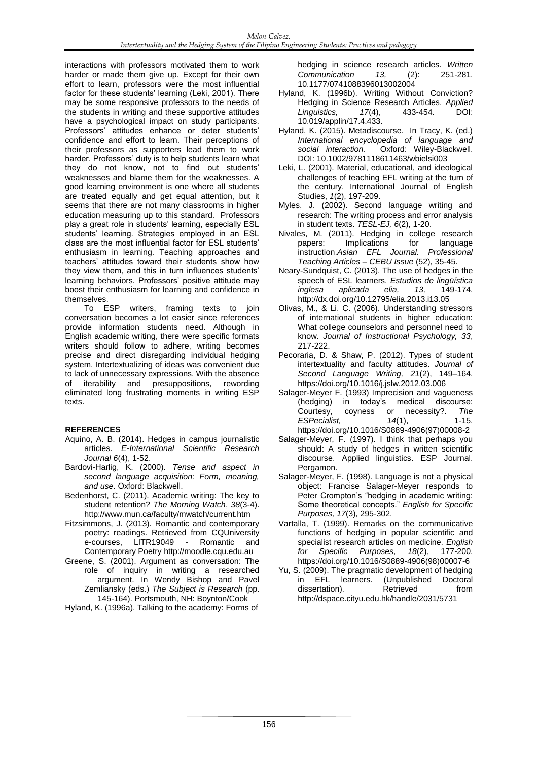interactions with professors motivated them to work harder or made them give up. Except for their own effort to learn, professors were the most influential factor for these students' learning (Leki, 2001). There may be some responsive professors to the needs of the students in writing and these supportive attitudes have a psychological impact on study participants. Professors' attitudes enhance or deter students' confidence and effort to learn. Their perceptions of their professors as supporters lead them to work harder. Professors' duty is to help students learn what they do not know, not to find out students' weaknesses and blame them for the weaknesses. A good learning environment is one where all students are treated equally and get equal attention, but it seems that there are not many classrooms in higher education measuring up to this standard. Professors play a great role in students' learning, especially ESL students' learning. Strategies employed in an ESL class are the most influential factor for ESL students' enthusiasm in learning. Teaching approaches and teachers' attitudes toward their students show how they view them, and this in turn influences students' learning behaviors. Professors' positive attitude may boost their enthusiasm for learning and confidence in themselves.

To ESP writers, framing texts to join conversation becomes a lot easier since references provide information students need. Although in English academic writing, there were specific formats writers should follow to adhere, writing becomes precise and direct disregarding individual hedging system. Intertextualizing of ideas was convenient due to lack of unnecessary expressions. With the absence of iterability and presuppositions, rewording eliminated long frustrating moments in writing ESP texts.

## REFERENCES

Aquino, A. B. (2014). Hedges in campus journalistic articles. *E-International Scientific Research Journal 6*(4), 1-52.

Bardovi-Harlig, K. (2000). *Tense and aspect in second language acquisition: Form, meaning, and use*. Oxford: Blackwell.

Bedenhorst, C. (2011). Academic writing: The key to student retention? *The Morning Watch*, *38*(3-4). http://www.mun.ca/faculty/mwatch/current.htm

Fitzsimmons, J. (2013). Romantic and contemporary poetry: readings. Retrieved from CQUniversity e-courses, LITR19049 - Romantic and Contemporary Poetry http://moodle.cqu.edu.au

Greene, S. (2001). Argument as conversation: The role of inquiry in writing a researched argument. In Wendy Bishop and Pavel Zemliansky (eds.) *The Subject is Research* (pp. 145-164). Portsmouth, NH: Boynton/Cook

Hyland, K. (1996a). Talking to the academy: Forms of hedging in science research articles. *Written Communication 13,* (2): 251-281. 10.1177/0741088396013002004

Hyland, K. (1996b). Writing Without Conviction? Hedging in Science Research Articles. *Applied Linguistics, 17*(4), 433-454. DOI: 10.019/applin/17.4.433.

Hyland, K. (2015). Metadiscourse. In Tracy, K. (ed.) *International encyclopedia of language and social interaction*. Oxford: Wiley-Blackwell. DOI: 10.1002/9781118611463/wbielsi003

Leki, L. (2001). Material, educational, and ideological challenges of teaching EFL writing at the turn of the century. International Journal of English Studies, *1*(2), 197-209.

Myles, J. (2002). Second language writing and research: The writing process and error analysis in student texts. *TESL-EJ, 6*(2), 1-20.

Nivales, M. (2011). Hedging in college research papers: Implications for language instruction.*Asian EFL Journal. Professional Teaching Articles – CEBU Issue* (52), 35-45.

Neary-Sundquist, C. (2013). The use of hedges in the speech of ESL learners. *Estudios de lingüística inglesa aplicada elia, 13,* 149-174. http://dx.doi.org/10.12795/elia.2013.i13.05

Olivas, M., & Li, C. (2006). Understanding stressors of international students in higher education: What college counselors and personnel need to know. *Journal of Instructional Psychology, 33*, 217-222.

Pecoraria, D. & Shaw, P. (2012). Types of student intertextuality and faculty attitudes. *Journal of Second Language Writing, 21*(2), 149–164. https://doi.org/10.1016/j.jslw.2012.03.006

Salager-Meyer F. (1993) Imprecision and vagueness (hedging) in today's medical discourse: Courtesy, coyness or necessity?. *The ESPecialist, 14*(1), 1-15. https://doi.org/10.1016/S0889-4906(97)00008-2

Salager-Meyer, F. (1997). I think that perhaps you should: A study of hedges in written scientific discourse. Applied linguistics. ESP Journal. Pergamon.

Salager-Meyer, F. (1998). Language is not a physical object: Francise Salager-Meyer responds to Peter Crompton's "hedging in academic writing: Some theoretical concepts." *English for Specific Purposes, 17*(3), 295-302.

Vartalla, T. (1999). Remarks on the communicative functions of hedging in popular scientific and specialist research articles on medicine. *English for Specific Purposes, 18*(2), 177-200. https://doi.org/10.1016/S0889-4906(98)00007-6

Yu, S. (2009). The pragmatic development of hedging in EFL learners. (Unpublished Doctoral dissertation). Retrieved from http://dspace.cityu.edu.hk/handle/2031/5731